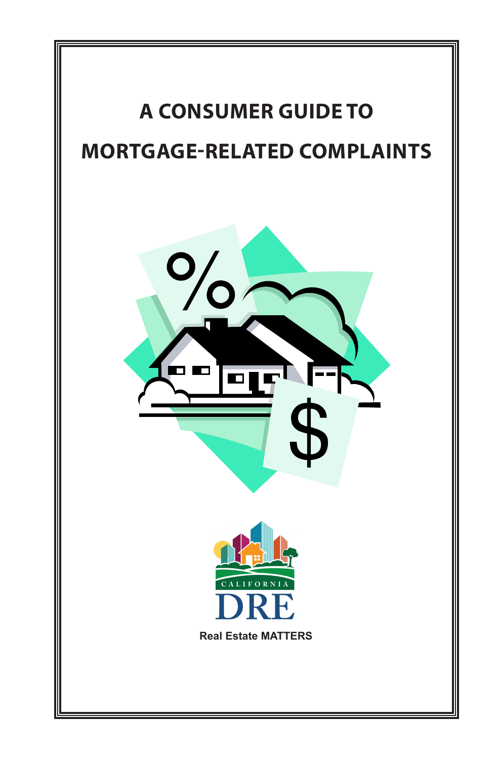# A CONSUMER GUIDE TO MORTGAGE-RELATED COMPLAINTS

CALIFORNIA

DRE

Real Estate MATTERS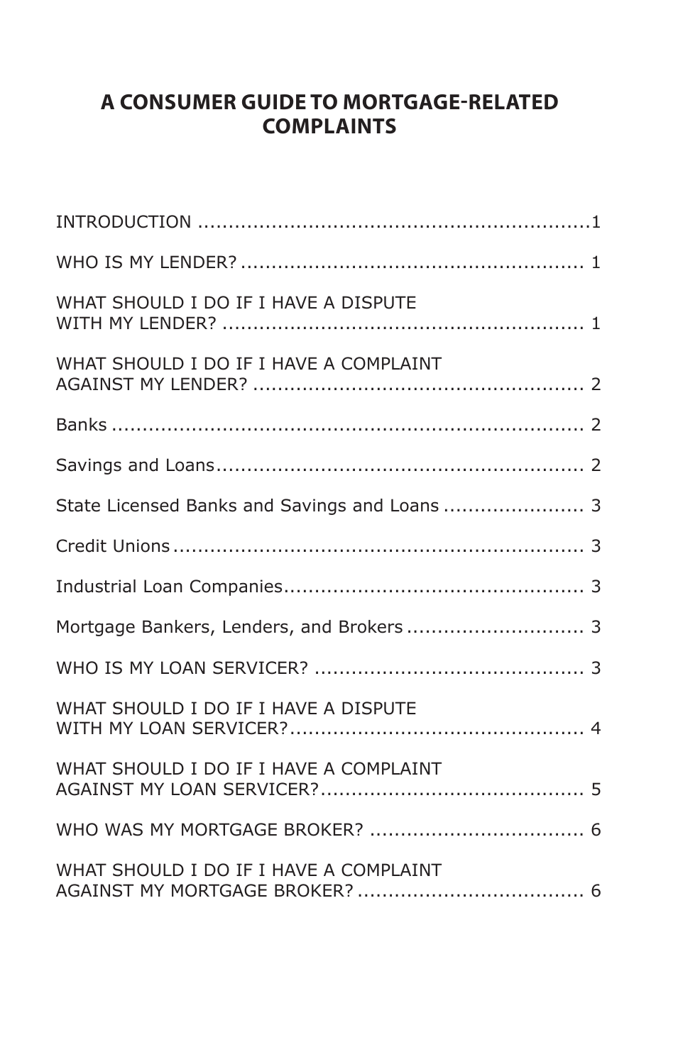# A CONSUMER GUIDE TO MORTGAGE-RELATED COMPLAINTS

| | |
|---|---|
| INTRODUCTION | 1 |
| WHO IS MY LENDER? | 1 |
| WHAT SHOULD I DO IF I HAVE A DISPUTE WITH MY LENDER? | 1 |
| WHAT SHOULD I DO IF I HAVE A COMPLAINT AGAINST MY LENDER? | 2 |
| Banks | 2 |
| Savings and Loans | 2 |
| State Licensed Banks and Savings and Loans | 3 |
| Credit Unions | 3 |
| Industrial Loan Companies | 3 |
| Mortgage Bankers, Lenders, and Brokers | 3 |
| WHO IS MY LOAN SERVICER? | 3 |
| WHAT SHOULD I DO IF I HAVE A DISPUTE WITH MY LOAN SERVICER? | 4 |
| WHAT SHOULD I DO IF I HAVE A COMPLAINT AGAINST MY LOAN SERVICER? | 5 |
| WHO WAS MY MORTGAGE BROKER? | 6 |
| WHAT SHOULD I DO IF I HAVE A COMPLAINT AGAINST MY MORTGAGE BROKER? | 6 |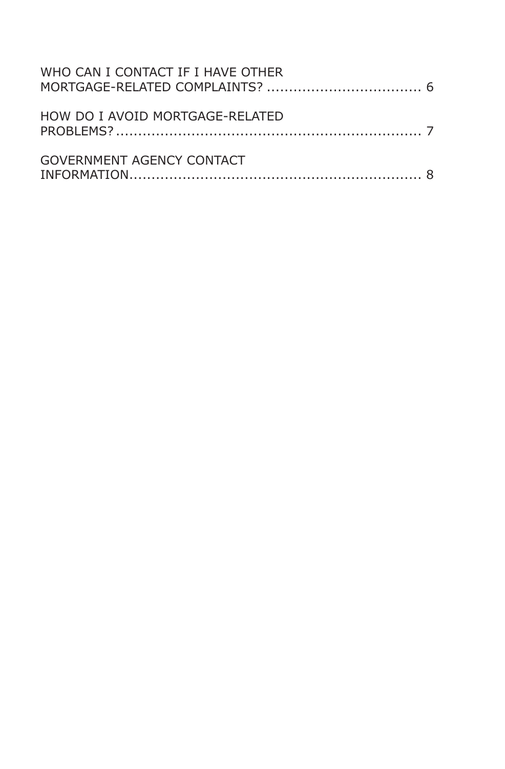WHO CAN I CONTACT IF I HAVE OTHER MORTGAGE-RELATED COMPLAINTS? .................................. 6

HOW DO I AVOID MORTGAGE-RELATED PROBLEMS? .................................................................... 7

GOVERNMENT AGENCY CONTACT INFORMATION ................................................................. 8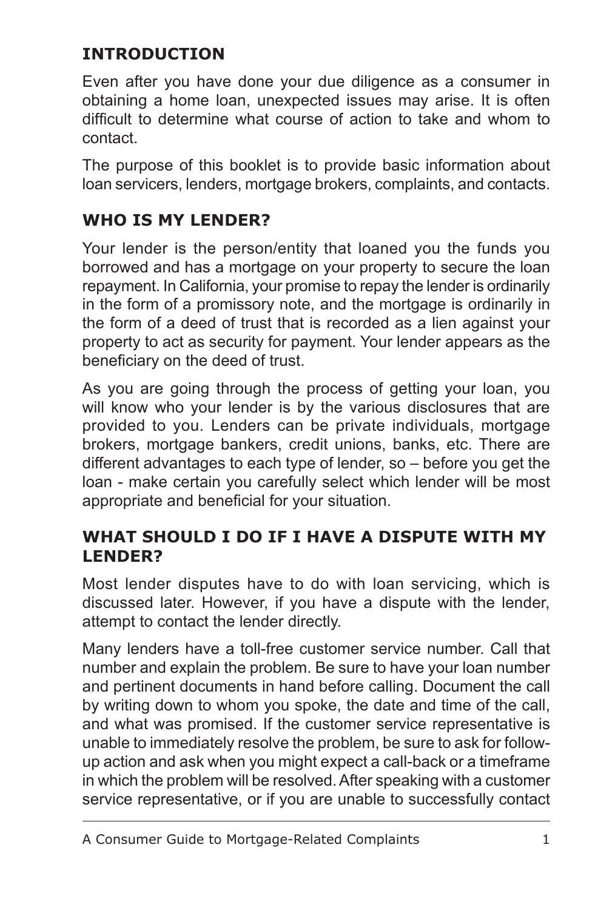## INTRODUCTION

Even after you have done your due diligence as a consumer in obtaining a home loan, unexpected issues may arise. It is often difficult to determine what course of action to take and whom to contact.

The purpose of this booklet is to provide basic information about loan servicers, lenders, mortgage brokers, complaints, and contacts.

## WHO IS MY LENDER?

Your lender is the person/entity that loaned you the funds you borrowed and has a mortgage on your property to secure the loan repayment. In California, your promise to repay the lender is ordinarily in the form of a promissory note, and the mortgage is ordinarily in the form of a deed of trust that is recorded as a lien against your property to act as security for payment. Your lender appears as the beneficiary on the deed of trust.

As you are going through the process of getting your loan, you will know who your lender is by the various disclosures that are provided to you. Lenders can be private individuals, mortgage brokers, mortgage bankers, credit unions, banks, etc. There are different advantages to each type of lender, so – before you get the loan - make certain you carefully select which lender will be most appropriate and beneficial for your situation.

## WHAT SHOULD I DO IF I HAVE A DISPUTE WITH MY LENDER?

Most lender disputes have to do with loan servicing, which is discussed later. However, if you have a dispute with the lender, attempt to contact the lender directly.

Many lenders have a toll-free customer service number. Call that number and explain the problem. Be sure to have your loan number and pertinent documents in hand before calling. Document the call by writing down to whom you spoke, the date and time of the call, and what was promised. If the customer service representative is unable to immediately resolve the problem, be sure to ask for follow-up action and ask when you might expect a call-back or a timeframe in which the problem will be resolved. After speaking with a customer service representative, or if you are unable to successfully contact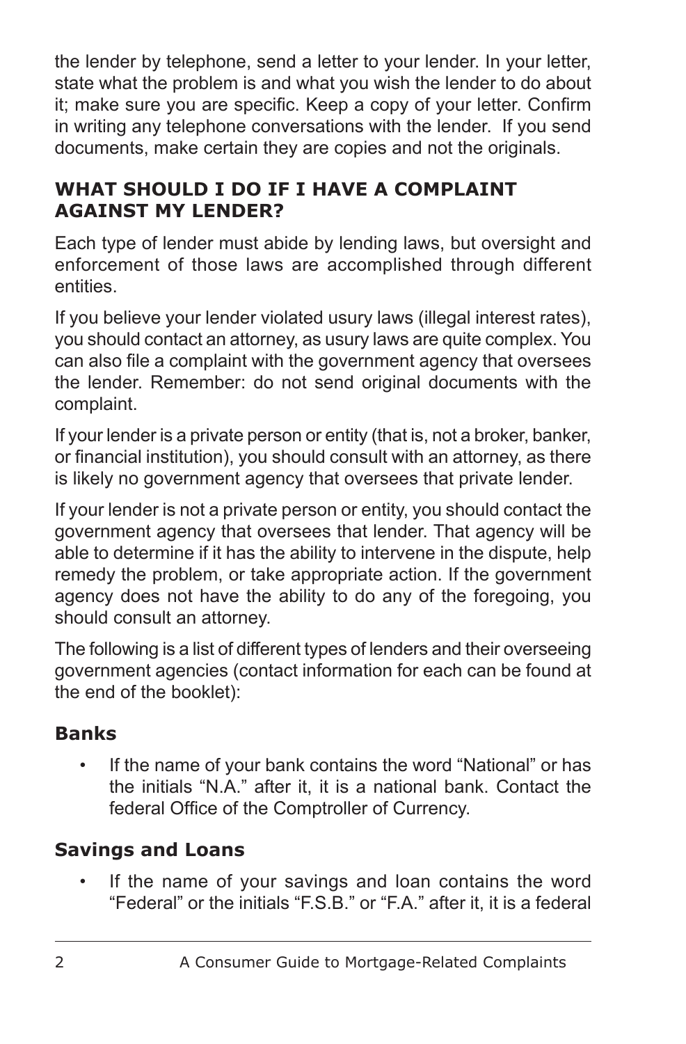the lender by telephone, send a letter to your lender. In your letter, state what the problem is and what you wish the lender to do about it; make sure you are specific. Keep a copy of your letter. Confirm in writing any telephone conversations with the lender. If you send documents, make certain they are copies and not the originals.

## WHAT SHOULD I DO IF I HAVE A COMPLAINT AGAINST MY LENDER?

Each type of lender must abide by lending laws, but oversight and enforcement of those laws are accomplished through different entities.

If you believe your lender violated usury laws (illegal interest rates), you should contact an attorney, as usury laws are quite complex. You can also file a complaint with the government agency that oversees the lender. Remember: do not send original documents with the complaint.

If your lender is a private person or entity (that is, not a broker, banker, or financial institution), you should consult with an attorney, as there is likely no government agency that oversees that private lender.

If your lender is not a private person or entity, you should contact the government agency that oversees that lender. That agency will be able to determine if it has the ability to intervene in the dispute, help remedy the problem, or take appropriate action. If the government agency does not have the ability to do any of the foregoing, you should consult an attorney.

The following is a list of different types of lenders and their overseeing government agencies (contact information for each can be found at the end of the booklet):

### Banks

- If the name of your bank contains the word "National" or has the initials "N.A." after it, it is a national bank. Contact the federal Office of the Comptroller of Currency.

### Savings and Loans

- If the name of your savings and loan contains the word "Federal" or the initials "F.S.B." or "F.A." after it, it is a federal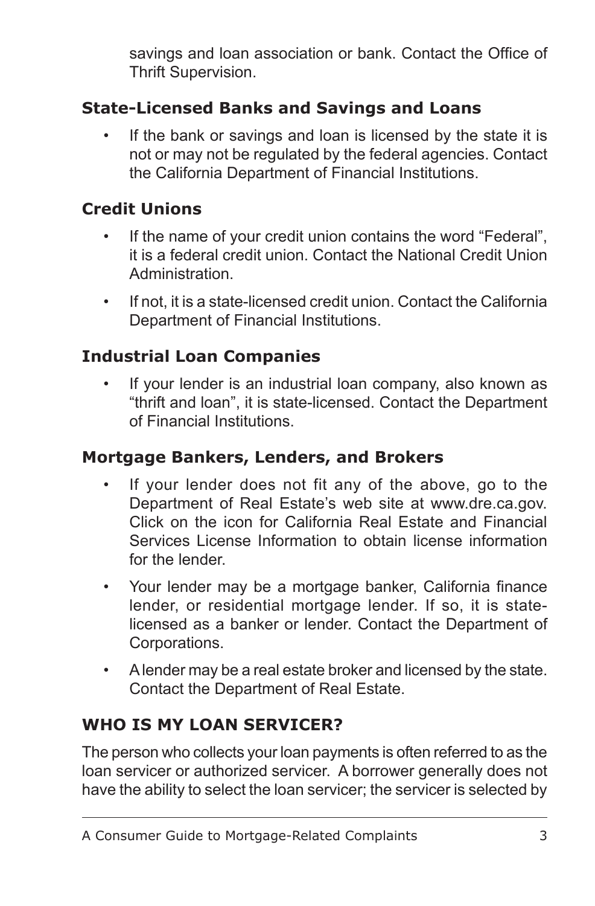savings and loan association or bank. Contact the Office of Thrift Supervision.

### State-Licensed Banks and Savings and Loans

- If the bank or savings and loan is licensed by the state it is not or may not be regulated by the federal agencies. Contact the California Department of Financial Institutions.

### Credit Unions

- If the name of your credit union contains the word "Federal", it is a federal credit union. Contact the National Credit Union Administration.
- If not, it is a state-licensed credit union. Contact the California Department of Financial Institutions.

### Industrial Loan Companies

- If your lender is an industrial loan company, also known as "thrift and loan", it is state-licensed. Contact the Department of Financial Institutions.

### Mortgage Bankers, Lenders, and Brokers

- If your lender does not fit any of the above, go to the Department of Real Estate's web site at www.dre.ca.gov. Click on the icon for California Real Estate and Financial Services License Information to obtain license information for the lender.
- Your lender may be a mortgage banker, California finance lender, or residential mortgage lender. If so, it is state-licensed as a banker or lender. Contact the Department of Corporations.
- A lender may be a real estate broker and licensed by the state. Contact the Department of Real Estate.

## WHO IS MY LOAN SERVICER?

The person who collects your loan payments is often referred to as the loan servicer or authorized servicer. A borrower generally does not have the ability to select the loan servicer; the servicer is selected by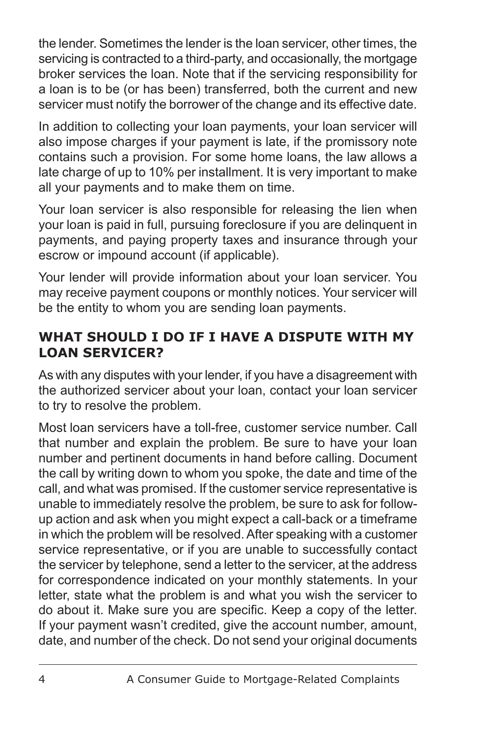the lender. Sometimes the lender is the loan servicer, other times, the servicing is contracted to a third-party, and occasionally, the mortgage broker services the loan. Note that if the servicing responsibility for a loan is to be (or has been) transferred, both the current and new servicer must notify the borrower of the change and its effective date.

In addition to collecting your loan payments, your loan servicer will also impose charges if your payment is late, if the promissory note contains such a provision. For some home loans, the law allows a late charge of up to 10% per installment. It is very important to make all your payments and to make them on time.

Your loan servicer is also responsible for releasing the lien when your loan is paid in full, pursuing foreclosure if you are delinquent in payments, and paying property taxes and insurance through your escrow or impound account (if applicable).

Your lender will provide information about your loan servicer. You may receive payment coupons or monthly notices. Your servicer will be the entity to whom you are sending loan payments.

## WHAT SHOULD I DO IF I HAVE A DISPUTE WITH MY LOAN SERVICER?

As with any disputes with your lender, if you have a disagreement with the authorized servicer about your loan, contact your loan servicer to try to resolve the problem.

Most loan servicers have a toll-free, customer service number. Call that number and explain the problem. Be sure to have your loan number and pertinent documents in hand before calling. Document the call by writing down to whom you spoke, the date and time of the call, and what was promised. If the customer service representative is unable to immediately resolve the problem, be sure to ask for follow-up action and ask when you might expect a call-back or a timeframe in which the problem will be resolved. After speaking with a customer service representative, or if you are unable to successfully contact the servicer by telephone, send a letter to the servicer, at the address for correspondence indicated on your monthly statements. In your letter, state what the problem is and what you wish the servicer to do about it. Make sure you are specific. Keep a copy of the letter. If your payment wasn't credited, give the account number, amount, date, and number of the check. Do not send your original documents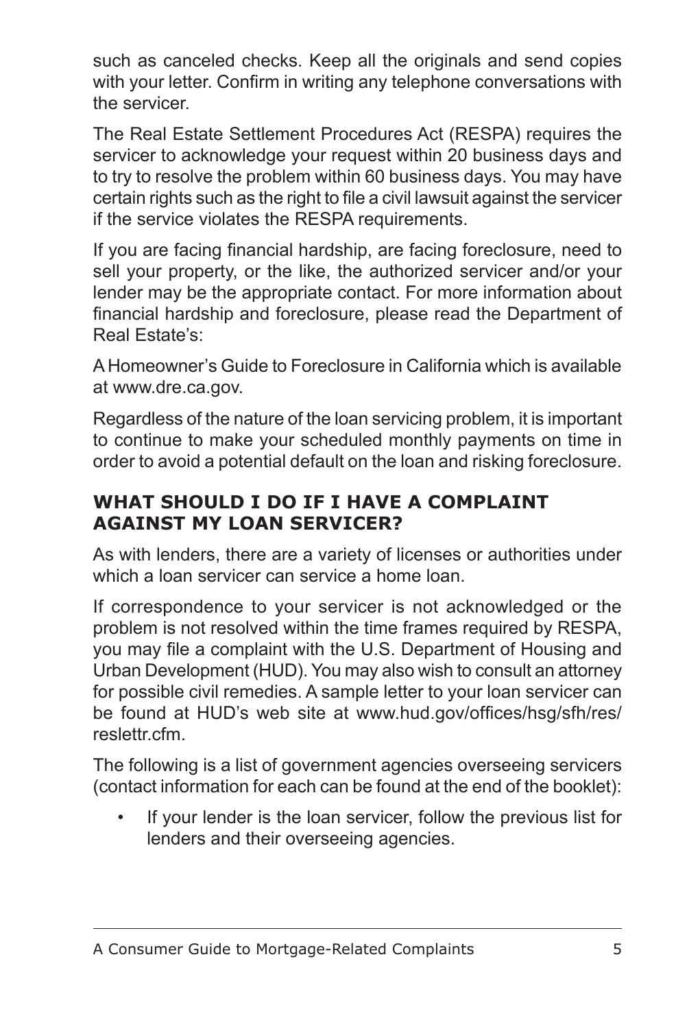such as canceled checks. Keep all the originals and send copies with your letter. Confirm in writing any telephone conversations with the servicer.

The Real Estate Settlement Procedures Act (RESPA) requires the servicer to acknowledge your request within 20 business days and to try to resolve the problem within 60 business days. You may have certain rights such as the right to file a civil lawsuit against the servicer if the service violates the RESPA requirements.

If you are facing financial hardship, are facing foreclosure, need to sell your property, or the like, the authorized servicer and/or your lender may be the appropriate contact. For more information about financial hardship and foreclosure, please read the Department of Real Estate's:

A Homeowner's Guide to Foreclosure in California which is available at www.dre.ca.gov.

Regardless of the nature of the loan servicing problem, it is important to continue to make your scheduled monthly payments on time in order to avoid a potential default on the loan and risking foreclosure.

## WHAT SHOULD I DO IF I HAVE A COMPLAINT AGAINST MY LOAN SERVICER?

As with lenders, there are a variety of licenses or authorities under which a loan servicer can service a home loan.

If correspondence to your servicer is not acknowledged or the problem is not resolved within the time frames required by RESPA, you may file a complaint with the U.S. Department of Housing and Urban Development (HUD). You may also wish to consult an attorney for possible civil remedies. A sample letter to your loan servicer can be found at HUD's web site at www.hud.gov/offices/hsg/sfh/res/reslettr.cfm.

The following is a list of government agencies overseeing servicers (contact information for each can be found at the end of the booklet):

- If your lender is the loan servicer, follow the previous list for lenders and their overseeing agencies.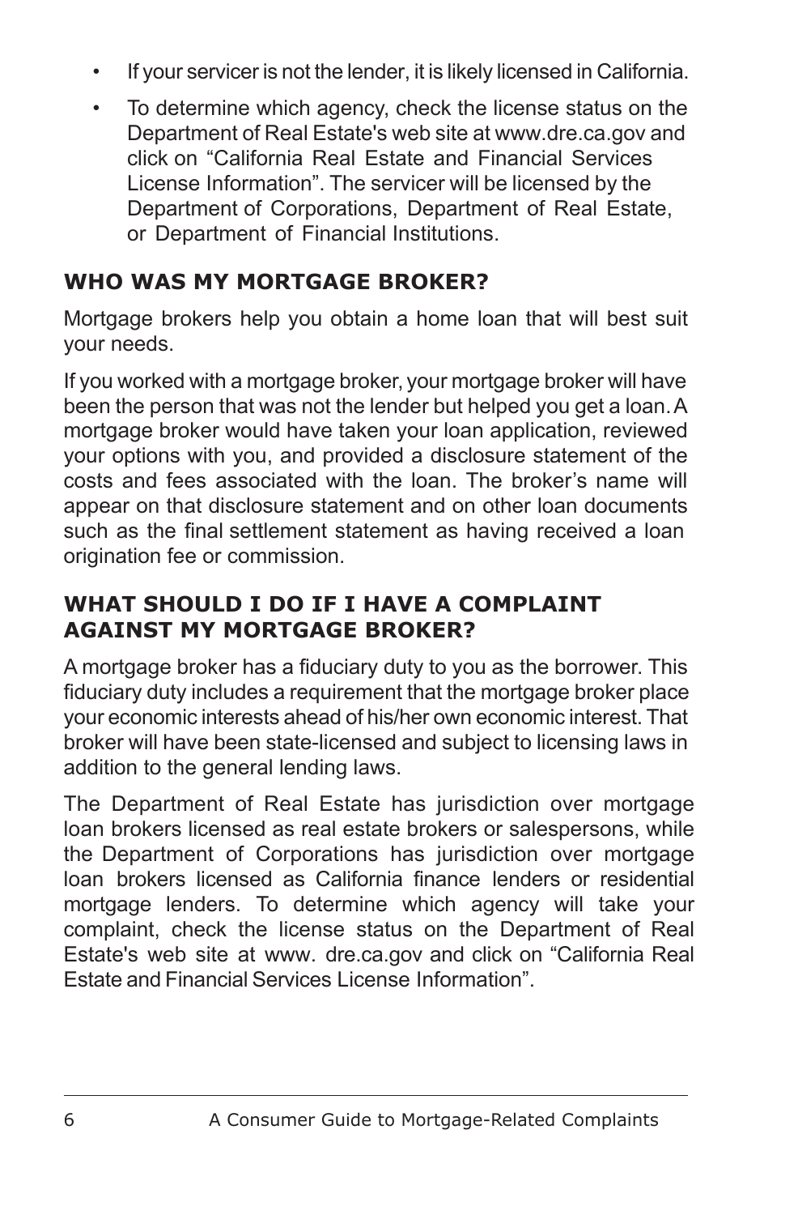- If your servicer is not the lender, it is likely licensed in California.
- To determine which agency, check the license status on the Department of Real Estate's web site at www.dre.ca.gov and click on "California Real Estate and Financial Services License Information". The servicer will be licensed by the Department of Corporations, Department of Real Estate, or Department of Financial Institutions.

## WHO WAS MY MORTGAGE BROKER?

Mortgage brokers help you obtain a home loan that will best suit your needs.

If you worked with a mortgage broker, your mortgage broker will have been the person that was not the lender but helped you get a loan. A mortgage broker would have taken your loan application, reviewed your options with you, and provided a disclosure statement of the costs and fees associated with the loan. The broker's name will appear on that disclosure statement and on other loan documents such as the final settlement statement as having received a loan origination fee or commission.

## WHAT SHOULD I DO IF I HAVE A COMPLAINT AGAINST MY MORTGAGE BROKER?

A mortgage broker has a fiduciary duty to you as the borrower. This fiduciary duty includes a requirement that the mortgage broker place your economic interests ahead of his/her own economic interest. That broker will have been state-licensed and subject to licensing laws in addition to the general lending laws.

The Department of Real Estate has jurisdiction over mortgage loan brokers licensed as real estate brokers or salespersons, while the Department of Corporations has jurisdiction over mortgage loan brokers licensed as California finance lenders or residential mortgage lenders. To determine which agency will take your complaint, check the license status on the Department of Real Estate's web site at www. dre.ca.gov and click on "California Real Estate and Financial Services License Information".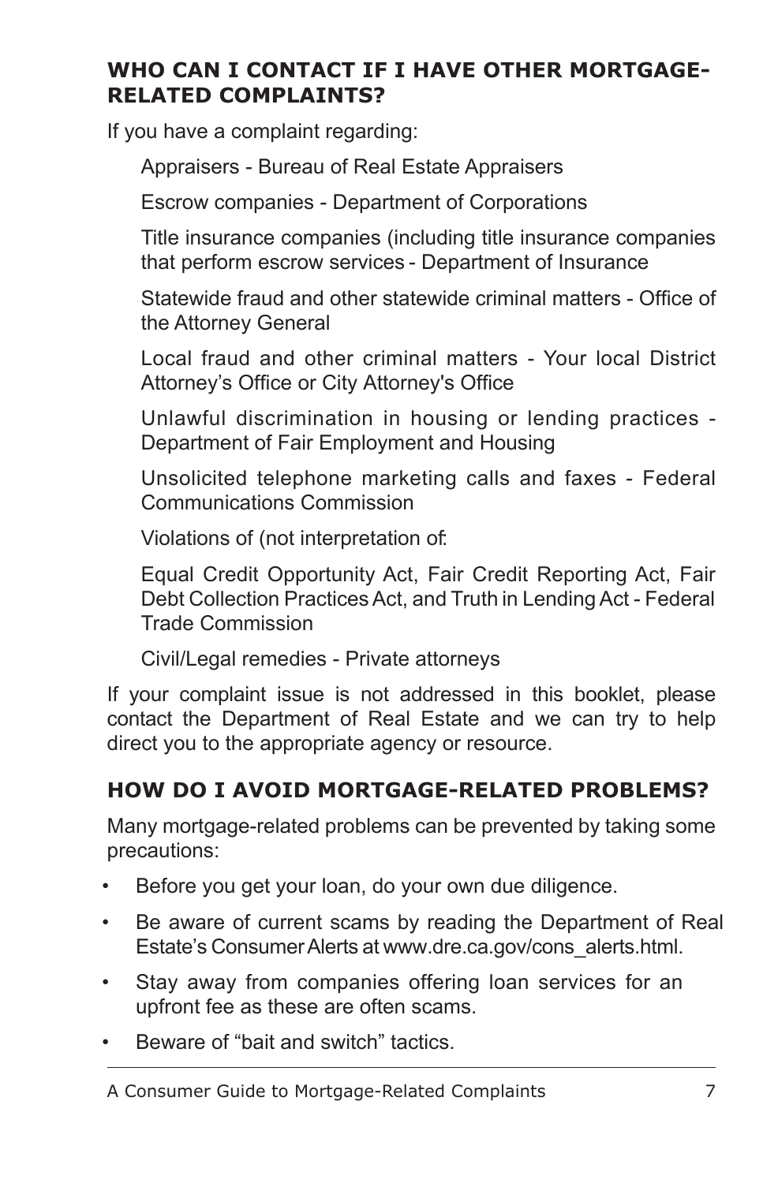## WHO CAN I CONTACT IF I HAVE OTHER MORTGAGE-RELATED COMPLAINTS?

If you have a complaint regarding:

Appraisers - Bureau of Real Estate Appraisers

Escrow companies - Department of Corporations

Title insurance companies (including title insurance companies that perform escrow services - Department of Insurance

Statewide fraud and other statewide criminal matters - Office of the Attorney General

Local fraud and other criminal matters - Your local District Attorney's Office or City Attorney's Office

Unlawful discrimination in housing or lending practices - Department of Fair Employment and Housing

Unsolicited telephone marketing calls and faxes - Federal Communications Commission

Violations of (not interpretation of:

Equal Credit Opportunity Act, Fair Credit Reporting Act, Fair Debt Collection Practices Act, and Truth in Lending Act - Federal Trade Commission

Civil/Legal remedies - Private attorneys

If your complaint issue is not addressed in this booklet, please contact the Department of Real Estate and we can try to help direct you to the appropriate agency or resource.

## HOW DO I AVOID MORTGAGE-RELATED PROBLEMS?

Many mortgage-related problems can be prevented by taking some precautions:

- Before you get your loan, do your own due diligence.
- Be aware of current scams by reading the Department of Real Estate's Consumer Alerts at www.dre.ca.gov/cons_alerts.html.
- Stay away from companies offering loan services for an upfront fee as these are often scams.
- Beware of "bait and switch" tactics.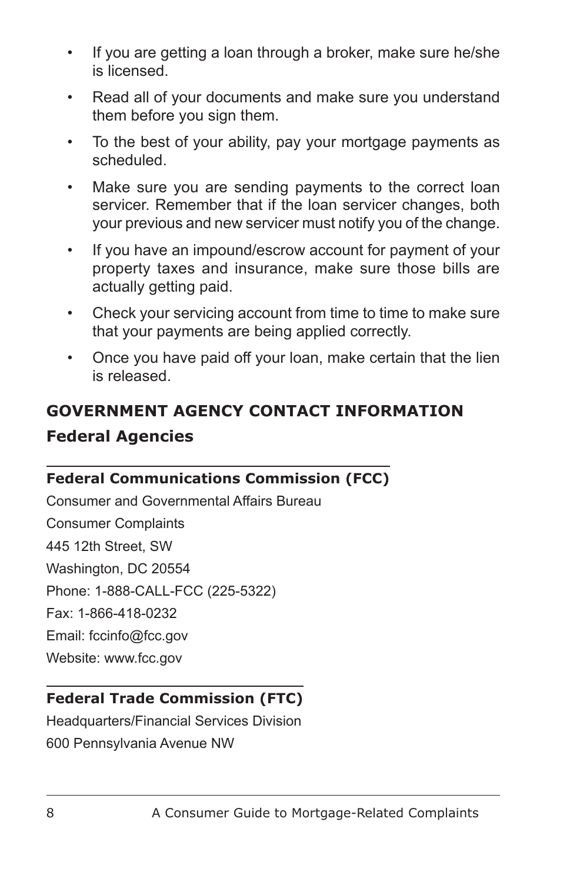- If you are getting a loan through a broker, make sure he/she is licensed.
- Read all of your documents and make sure you understand them before you sign them.
- To the best of your ability, pay your mortgage payments as scheduled.
- Make sure you are sending payments to the correct loan servicer. Remember that if the loan servicer changes, both your previous and new servicer must notify you of the change.
- If you have an impound/escrow account for payment of your property taxes and insurance, make sure those bills are actually getting paid.
- Check your servicing account from time to time to make sure that your payments are being applied correctly.
- Once you have paid off your loan, make certain that the lien is released.

## GOVERNMENT AGENCY CONTACT INFORMATION

### Federal Agencies

**Federal Communications Commission (FCC)**

Consumer and Governmental Affairs Bureau

Consumer Complaints

445 12th Street, SW

Washington, DC 20554

Phone: 1-888-CALL-FCC (225-5322)

Fax: 1-866-418-0232

Email: fccinfo@fcc.gov

Website: www.fcc.gov

**Federal Trade Commission (FTC)**

Headquarters/Financial Services Division

600 Pennsylvania Avenue NW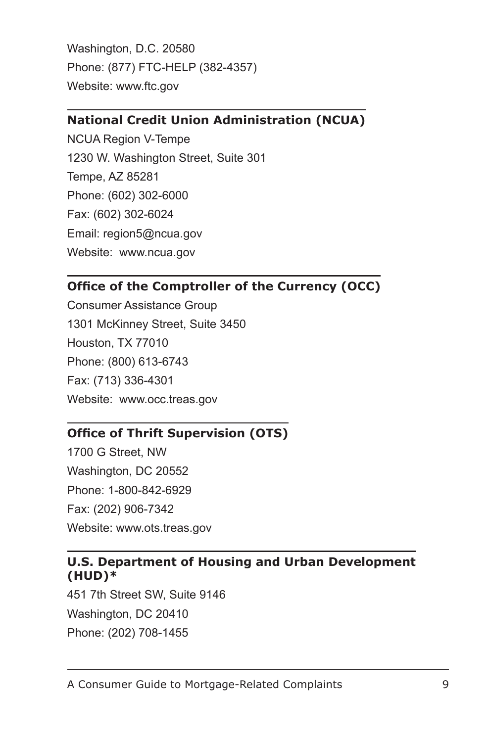Washington, D.C. 20580

Phone: (877) FTC-HELP (382-4357)

Website: www.ftc.gov

### National Credit Union Administration (NCUA)

NCUA Region V-Tempe

1230 W. Washington Street, Suite 301

Tempe, AZ 85281

Phone: (602) 302-6000

Fax: (602) 302-6024

Email: region5@ncua.gov

Website: www.ncua.gov

### Office of the Comptroller of the Currency (OCC)

Consumer Assistance Group

1301 McKinney Street, Suite 3450

Houston, TX 77010

Phone: (800) 613-6743

Fax: (713) 336-4301

Website: www.occ.treas.gov

### Office of Thrift Supervision (OTS)

1700 G Street, NW

Washington, DC 20552

Phone: 1-800-842-6929

Fax: (202) 906-7342

Website: www.ots.treas.gov

### U.S. Department of Housing and Urban Development (HUD)*

451 7th Street SW, Suite 9146

Washington, DC 20410

Phone: (202) 708-1455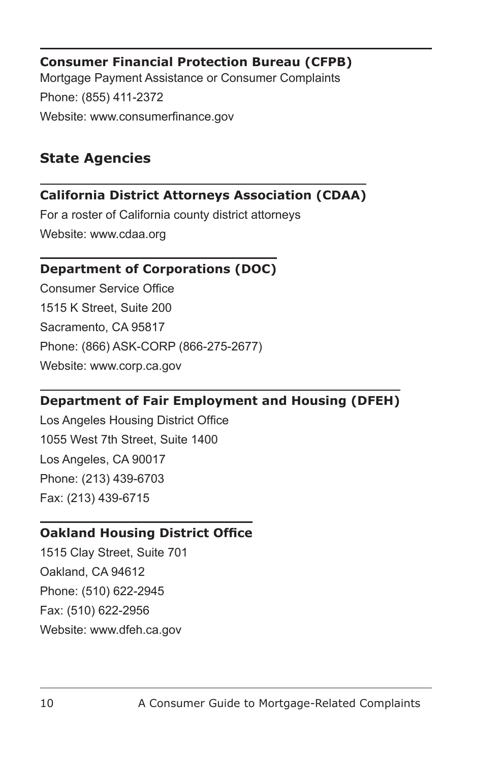### Consumer Financial Protection Bureau (CFPB)

Mortgage Payment Assistance or Consumer Complaints

Phone: (855) 411-2372

Website: www.consumerfinance.gov

## State Agencies

### California District Attorneys Association (CDAA)

For a roster of California county district attorneys

Website: www.cdaa.org

### Department of Corporations (DOC)

Consumer Service Office

1515 K Street, Suite 200

Sacramento, CA 95817

Phone: (866) ASK-CORP (866-275-2677)

Website: www.corp.ca.gov

### Department of Fair Employment and Housing (DFEH)

Los Angeles Housing District Office

1055 West 7th Street, Suite 1400

Los Angeles, CA 90017

Phone: (213) 439-6703

Fax: (213) 439-6715

### Oakland Housing District Office

1515 Clay Street, Suite 701

Oakland, CA 94612

Phone: (510) 622-2945

Fax: (510) 622-2956

Website: www.dfeh.ca.gov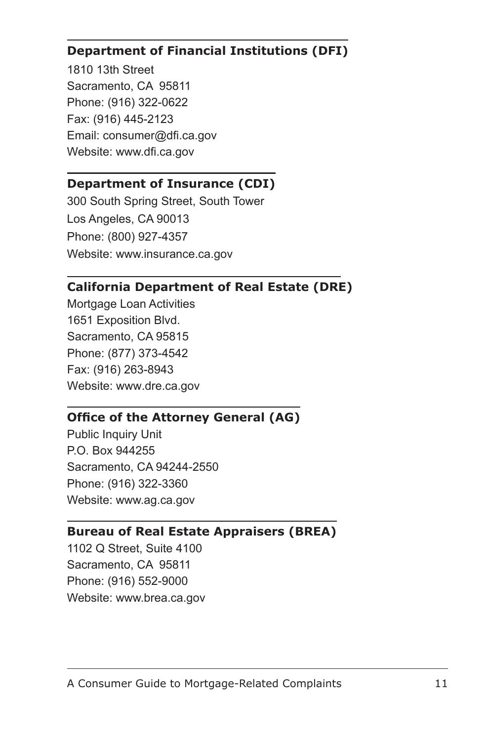### Department of Financial Institutions (DFI)

1810 13th Street
Sacramento, CA 95811
Phone: (916) 322-0622
Fax: (916) 445-2123
Email: consumer@dfi.ca.gov
Website: www.dfi.ca.gov

### Department of Insurance (CDI)

300 South Spring Street, South Tower
Los Angeles, CA 90013
Phone: (800) 927-4357
Website: www.insurance.ca.gov

### California Department of Real Estate (DRE)

Mortgage Loan Activities
1651 Exposition Blvd.
Sacramento, CA 95815
Phone: (877) 373-4542
Fax: (916) 263-8943
Website: www.dre.ca.gov

### Office of the Attorney General (AG)

Public Inquiry Unit
P.O. Box 944255
Sacramento, CA 94244-2550
Phone: (916) 322-3360
Website: www.ag.ca.gov

### Bureau of Real Estate Appraisers (BREA)

1102 Q Street, Suite 4100
Sacramento, CA 95811
Phone: (916) 552-9000
Website: www.brea.ca.gov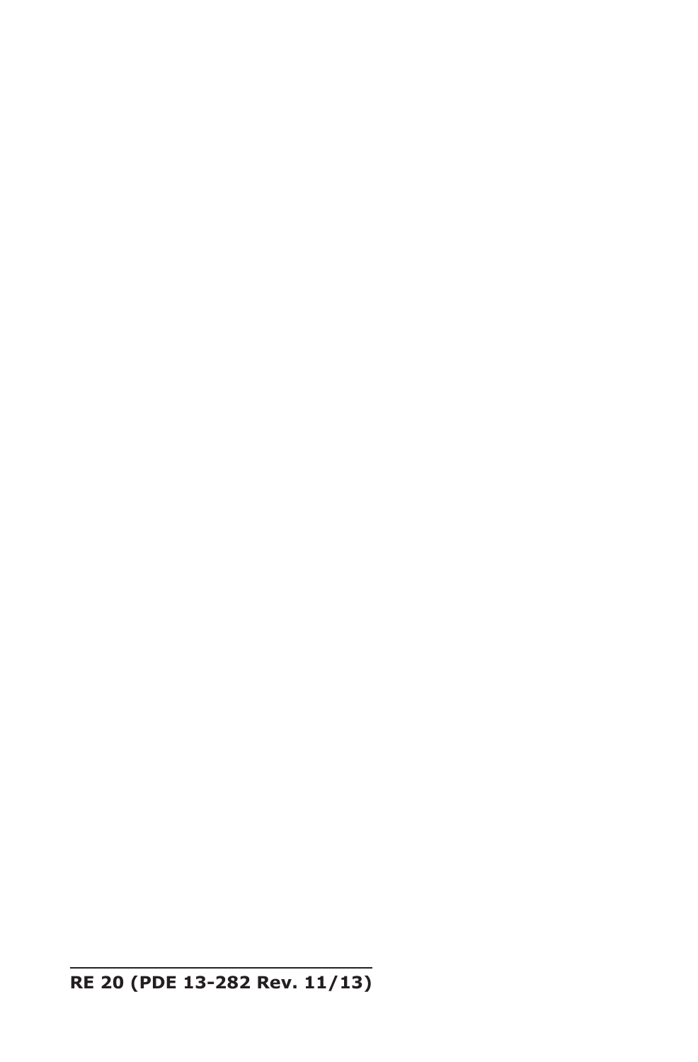**RE 20 (PDE 13-282 Rev. 11/13)**